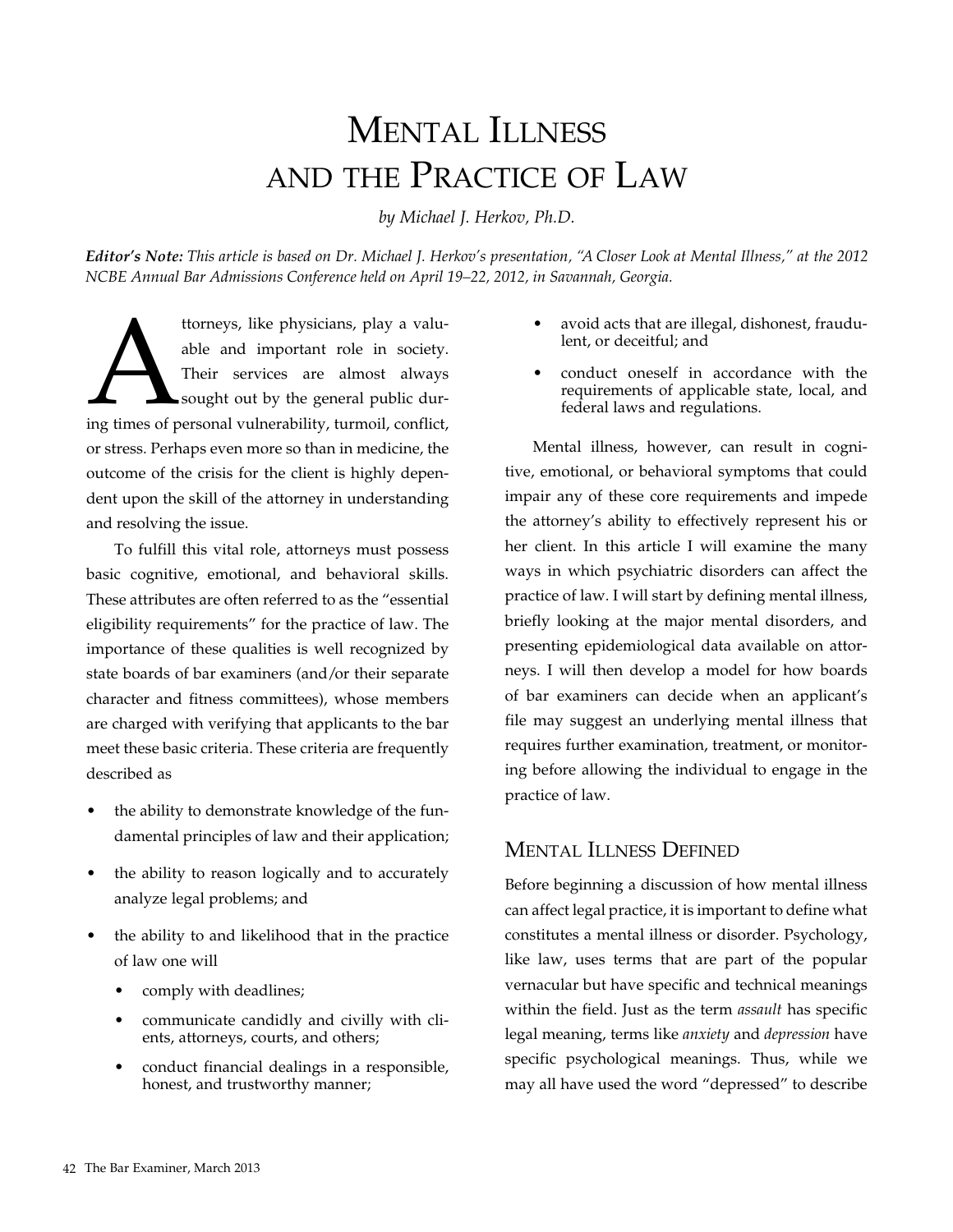# Mental Illness and the Practice of Law

*by Michael J. Herkov, Ph.D.*

***Editor's Note:*** *This article is based on Dr. Michael J. Herkov's presentation, "A Closer Look at Mental Illness," at the 2012 NCBE Annual Bar Admissions Conference held on April 19–22, 2012, in Savannah, Georgia.*

Attorneys, like physicians, play a valuable and important role in society. Their services are almost always sought out by the general public during times of personal vulnerability, turmoil, conflict, or stress. Perhaps even more so than in medicine, the outcome of the crisis for the client is highly dependent upon the skill of the attorney in understanding and resolving the issue.

To fulfill this vital role, attorneys must possess basic cognitive, emotional, and behavioral skills. These attributes are often referred to as the "essential eligibility requirements" for the practice of law. The importance of these qualities is well recognized by state boards of bar examiners (and/or their separate character and fitness committees), whose members are charged with verifying that applicants to the bar meet these basic criteria. These criteria are frequently described as

- the ability to demonstrate knowledge of the fundamental principles of law and their application;
- the ability to reason logically and to accurately analyze legal problems; and
- the ability to and likelihood that in the practice of law one will
  - comply with deadlines;
  - communicate candidly and civilly with clients, attorneys, courts, and others;
  - conduct financial dealings in a responsible, honest, and trustworthy manner;
  - avoid acts that are illegal, dishonest, fraudulent, or deceitful; and
  - conduct oneself in accordance with the requirements of applicable state, local, and federal laws and regulations.

Mental illness, however, can result in cognitive, emotional, or behavioral symptoms that could impair any of these core requirements and impede the attorney's ability to effectively represent his or her client. In this article I will examine the many ways in which psychiatric disorders can affect the practice of law. I will start by defining mental illness, briefly looking at the major mental disorders, and presenting epidemiological data available on attorneys. I will then develop a model for how boards of bar examiners can decide when an applicant's file may suggest an underlying mental illness that requires further examination, treatment, or monitoring before allowing the individual to engage in the practice of law.

## Mental Illness Defined

Before beginning a discussion of how mental illness can affect legal practice, it is important to define what constitutes a mental illness or disorder. Psychology, like law, uses terms that are part of the popular vernacular but have specific and technical meanings within the field. Just as the term *assault* has specific legal meaning, terms like *anxiety* and *depression* have specific psychological meanings. Thus, while we may all have used the word "depressed" to describe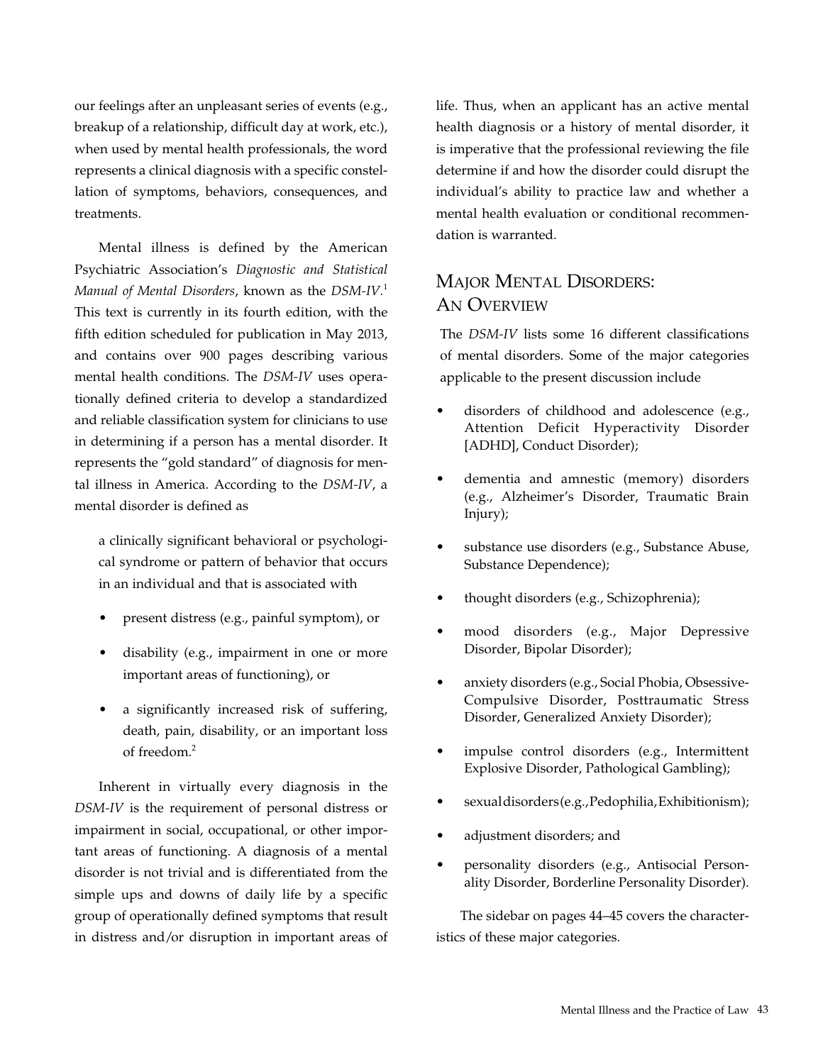our feelings after an unpleasant series of events (e.g., breakup of a relationship, difficult day at work, etc.), when used by mental health professionals, the word represents a clinical diagnosis with a specific constellation of symptoms, behaviors, consequences, and treatments.

Mental illness is defined by the American Psychiatric Association's *Diagnostic and Statistical Manual of Mental Disorders*, known as the *DSM-IV*.[1] This text is currently in its fourth edition, with the fifth edition scheduled for publication in May 2013, and contains over 900 pages describing various mental health conditions. The *DSM-IV* uses operationally defined criteria to develop a standardized and reliable classification system for clinicians to use in determining if a person has a mental disorder. It represents the "gold standard" of diagnosis for mental illness in America. According to the *DSM-IV*, a mental disorder is defined as

> a clinically significant behavioral or psychological syndrome or pattern of behavior that occurs in an individual and that is associated with
>
> - present distress (e.g., painful symptom), or
> - disability (e.g., impairment in one or more important areas of functioning), or
> - a significantly increased risk of suffering, death, pain, disability, or an important loss of freedom.[2]

Inherent in virtually every diagnosis in the *DSM-IV* is the requirement of personal distress or impairment in social, occupational, or other important areas of functioning. A diagnosis of a mental disorder is not trivial and is differentiated from the simple ups and downs of daily life by a specific group of operationally defined symptoms that result in distress and/or disruption in important areas of life. Thus, when an applicant has an active mental health diagnosis or a history of mental disorder, it is imperative that the professional reviewing the file determine if and how the disorder could disrupt the individual's ability to practice law and whether a mental health evaluation or conditional recommendation is warranted.

## Major Mental Disorders: An Overview

The *DSM-IV* lists some 16 different classifications of mental disorders. Some of the major categories applicable to the present discussion include

- disorders of childhood and adolescence (e.g., Attention Deficit Hyperactivity Disorder [ADHD], Conduct Disorder);
- dementia and amnestic (memory) disorders (e.g., Alzheimer's Disorder, Traumatic Brain Injury);
- substance use disorders (e.g., Substance Abuse, Substance Dependence);
- thought disorders (e.g., Schizophrenia);
- mood disorders (e.g., Major Depressive Disorder, Bipolar Disorder);
- anxiety disorders (e.g., Social Phobia, Obsessive-Compulsive Disorder, Posttraumatic Stress Disorder, Generalized Anxiety Disorder);
- impulse control disorders (e.g., Intermittent Explosive Disorder, Pathological Gambling);
- sexual disorders (e.g., Pedophilia, Exhibitionism);
- adjustment disorders; and
- personality disorders (e.g., Antisocial Personality Disorder, Borderline Personality Disorder).

The sidebar on pages 44–45 covers the characteristics of these major categories.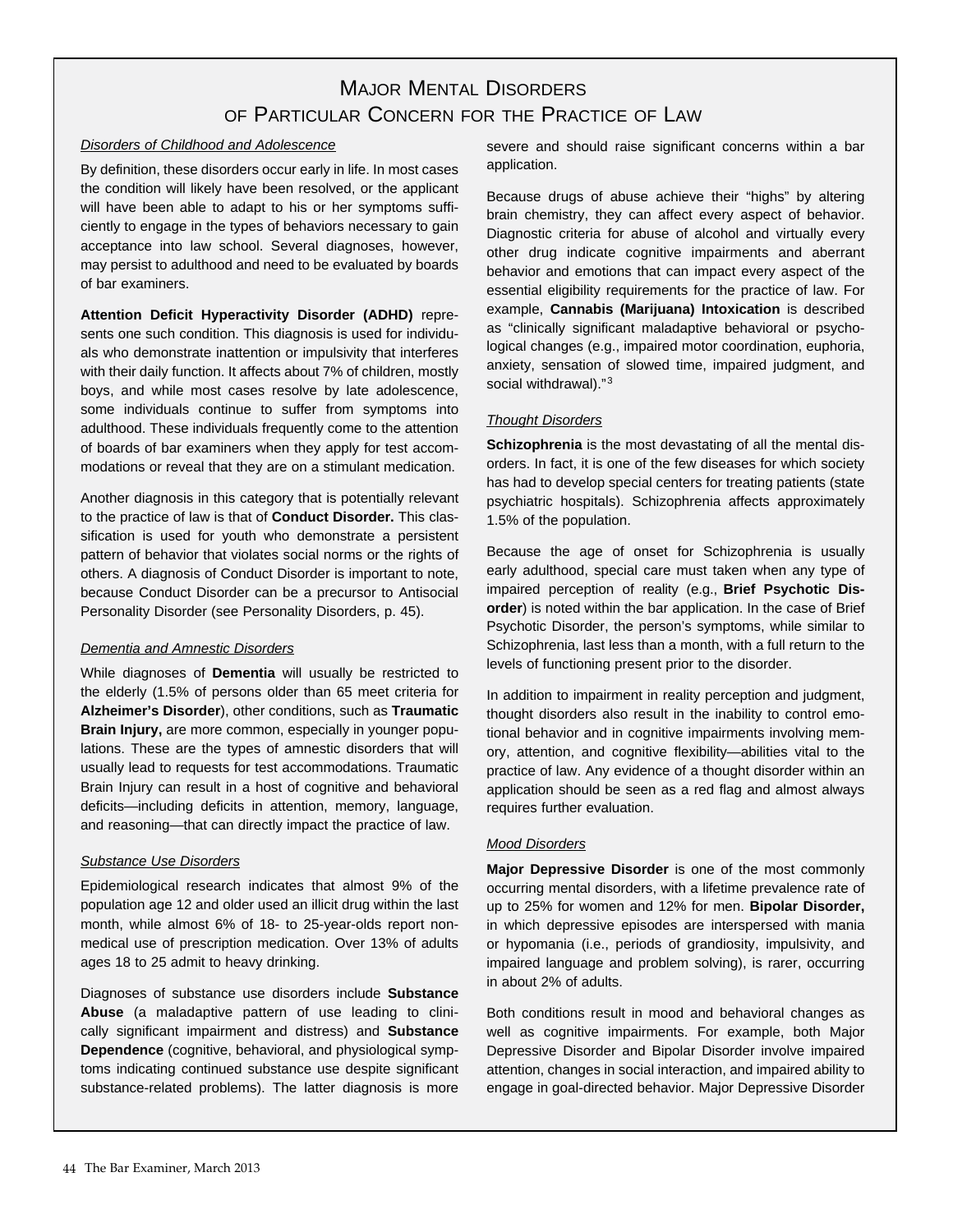## Major Mental Disorders of Particular Concern for the Practice of Law

*Disorders of Childhood and Adolescence*

By definition, these disorders occur early in life. In most cases the condition will likely have been resolved, or the applicant will have been able to adapt to his or her symptoms sufficiently to engage in the types of behaviors necessary to gain acceptance into law school. Several diagnoses, however, may persist to adulthood and need to be evaluated by boards of bar examiners.

**Attention Deficit Hyperactivity Disorder (ADHD)** represents one such condition. This diagnosis is used for individuals who demonstrate inattention or impulsivity that interferes with their daily function. It affects about 7% of children, mostly boys, and while most cases resolve by late adolescence, some individuals continue to suffer from symptoms into adulthood. These individuals frequently come to the attention of boards of bar examiners when they apply for test accommodations or reveal that they are on a stimulant medication.

Another diagnosis in this category that is potentially relevant to the practice of law is that of **Conduct Disorder.** This classification is used for youth who demonstrate a persistent pattern of behavior that violates social norms or the rights of others. A diagnosis of Conduct Disorder is important to note, because Conduct Disorder can be a precursor to Antisocial Personality Disorder (see Personality Disorders, p. 45).

*Dementia and Amnestic Disorders*

While diagnoses of **Dementia** will usually be restricted to the elderly (1.5% of persons older than 65 meet criteria for **Alzheimer's Disorder**), other conditions, such as **Traumatic Brain Injury,** are more common, especially in younger populations. These are the types of amnestic disorders that will usually lead to requests for test accommodations. Traumatic Brain Injury can result in a host of cognitive and behavioral deficits—including deficits in attention, memory, language, and reasoning—that can directly impact the practice of law.

*Substance Use Disorders*

Epidemiological research indicates that almost 9% of the population age 12 and older used an illicit drug within the last month, while almost 6% of 18- to 25-year-olds report nonmedical use of prescription medication. Over 13% of adults ages 18 to 25 admit to heavy drinking.

Diagnoses of substance use disorders include **Substance Abuse** (a maladaptive pattern of use leading to clinically significant impairment and distress) and **Substance Dependence** (cognitive, behavioral, and physiological symptoms indicating continued substance use despite significant substance-related problems). The latter diagnosis is more severe and should raise significant concerns within a bar application.

Because drugs of abuse achieve their "highs" by altering brain chemistry, they can affect every aspect of behavior. Diagnostic criteria for abuse of alcohol and virtually every other drug indicate cognitive impairments and aberrant behavior and emotions that can impact every aspect of the essential eligibility requirements for the practice of law. For example, **Cannabis (Marijuana) Intoxication** is described as "clinically significant maladaptive behavioral or psychological changes (e.g., impaired motor coordination, euphoria, anxiety, sensation of slowed time, impaired judgment, and social withdrawal)."[3]

*Thought Disorders*

**Schizophrenia** is the most devastating of all the mental disorders. In fact, it is one of the few diseases for which society has had to develop special centers for treating patients (state psychiatric hospitals). Schizophrenia affects approximately 1.5% of the population.

Because the age of onset for Schizophrenia is usually early adulthood, special care must taken when any type of impaired perception of reality (e.g., **Brief Psychotic Disorder**) is noted within the bar application. In the case of Brief Psychotic Disorder, the person's symptoms, while similar to Schizophrenia, last less than a month, with a full return to the levels of functioning present prior to the disorder.

In addition to impairment in reality perception and judgment, thought disorders also result in the inability to control emotional behavior and in cognitive impairments involving memory, attention, and cognitive flexibility—abilities vital to the practice of law. Any evidence of a thought disorder within an application should be seen as a red flag and almost always requires further evaluation.

*Mood Disorders*

**Major Depressive Disorder** is one of the most commonly occurring mental disorders, with a lifetime prevalence rate of up to 25% for women and 12% for men. **Bipolar Disorder,** in which depressive episodes are interspersed with mania or hypomania (i.e., periods of grandiosity, impulsivity, and impaired language and problem solving), is rarer, occurring in about 2% of adults.

Both conditions result in mood and behavioral changes as well as cognitive impairments. For example, both Major Depressive Disorder and Bipolar Disorder involve impaired attention, changes in social interaction, and impaired ability to engage in goal-directed behavior. Major Depressive Disorder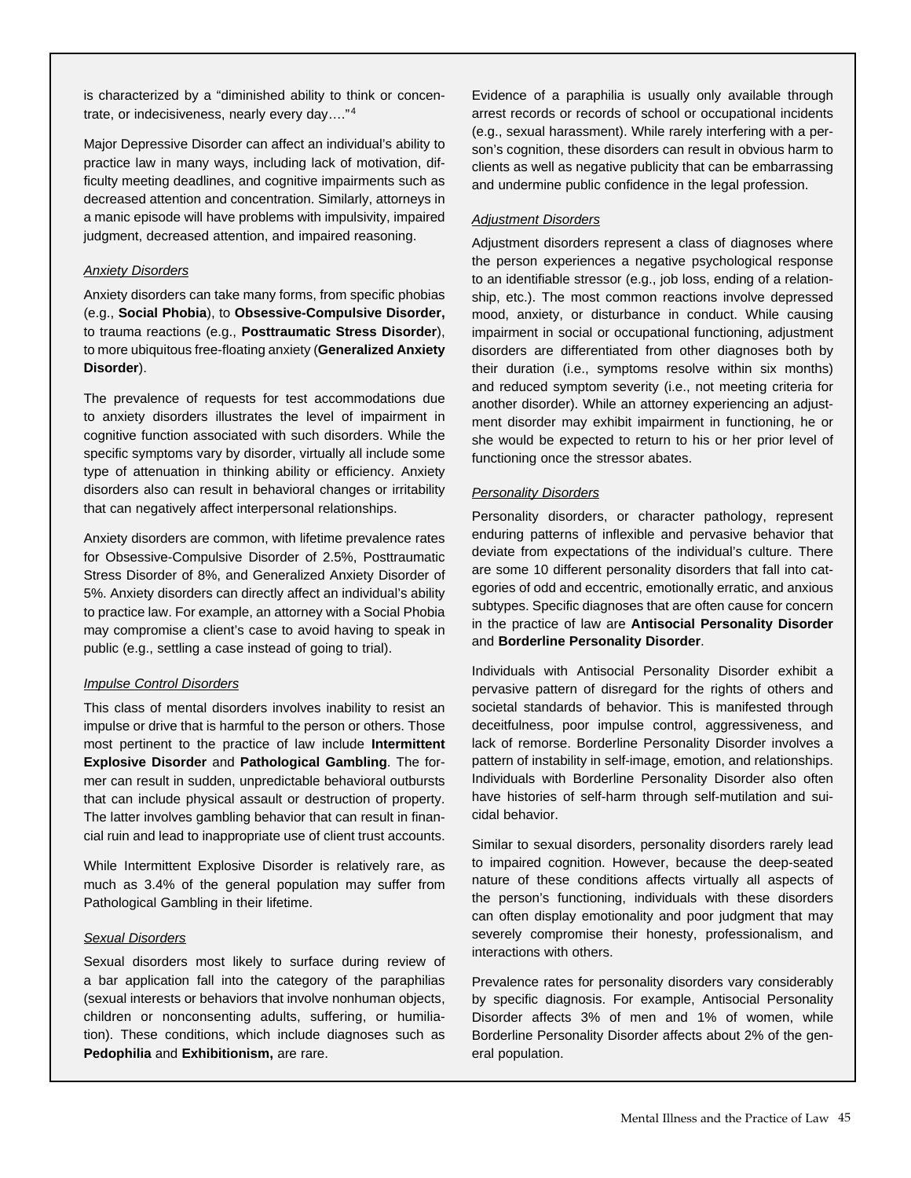is characterized by a "diminished ability to think or concentrate, or indecisiveness, nearly every day…."[4]

Major Depressive Disorder can affect an individual's ability to practice law in many ways, including lack of motivation, difficulty meeting deadlines, and cognitive impairments such as decreased attention and concentration. Similarly, attorneys in a manic episode will have problems with impulsivity, impaired judgment, decreased attention, and impaired reasoning.

*Anxiety Disorders*

Anxiety disorders can take many forms, from specific phobias (e.g., **Social Phobia**), to **Obsessive-Compulsive Disorder,** to trauma reactions (e.g., **Posttraumatic Stress Disorder**), to more ubiquitous free-floating anxiety (**Generalized Anxiety Disorder**).

The prevalence of requests for test accommodations due to anxiety disorders illustrates the level of impairment in cognitive function associated with such disorders. While the specific symptoms vary by disorder, virtually all include some type of attenuation in thinking ability or efficiency. Anxiety disorders also can result in behavioral changes or irritability that can negatively affect interpersonal relationships.

Anxiety disorders are common, with lifetime prevalence rates for Obsessive-Compulsive Disorder of 2.5%, Posttraumatic Stress Disorder of 8%, and Generalized Anxiety Disorder of 5%. Anxiety disorders can directly affect an individual's ability to practice law. For example, an attorney with a Social Phobia may compromise a client's case to avoid having to speak in public (e.g., settling a case instead of going to trial).

*Impulse Control Disorders*

This class of mental disorders involves inability to resist an impulse or drive that is harmful to the person or others. Those most pertinent to the practice of law include **Intermittent Explosive Disorder** and **Pathological Gambling**. The former can result in sudden, unpredictable behavioral outbursts that can include physical assault or destruction of property. The latter involves gambling behavior that can result in financial ruin and lead to inappropriate use of client trust accounts.

While Intermittent Explosive Disorder is relatively rare, as much as 3.4% of the general population may suffer from Pathological Gambling in their lifetime.

*Sexual Disorders*

Sexual disorders most likely to surface during review of a bar application fall into the category of the paraphilias (sexual interests or behaviors that involve nonhuman objects, children or nonconsenting adults, suffering, or humiliation). These conditions, which include diagnoses such as **Pedophilia** and **Exhibitionism,** are rare.

Evidence of a paraphilia is usually only available through arrest records or records of school or occupational incidents (e.g., sexual harassment). While rarely interfering with a person's cognition, these disorders can result in obvious harm to clients as well as negative publicity that can be embarrassing and undermine public confidence in the legal profession.

*Adjustment Disorders*

Adjustment disorders represent a class of diagnoses where the person experiences a negative psychological response to an identifiable stressor (e.g., job loss, ending of a relationship, etc.). The most common reactions involve depressed mood, anxiety, or disturbance in conduct. While causing impairment in social or occupational functioning, adjustment disorders are differentiated from other diagnoses both by their duration (i.e., symptoms resolve within six months) and reduced symptom severity (i.e., not meeting criteria for another disorder). While an attorney experiencing an adjustment disorder may exhibit impairment in functioning, he or she would be expected to return to his or her prior level of functioning once the stressor abates.

*Personality Disorders*

Personality disorders, or character pathology, represent enduring patterns of inflexible and pervasive behavior that deviate from expectations of the individual's culture. There are some 10 different personality disorders that fall into categories of odd and eccentric, emotionally erratic, and anxious subtypes. Specific diagnoses that are often cause for concern in the practice of law are **Antisocial Personality Disorder** and **Borderline Personality Disorder**.

Individuals with Antisocial Personality Disorder exhibit a pervasive pattern of disregard for the rights of others and societal standards of behavior. This is manifested through deceitfulness, poor impulse control, aggressiveness, and lack of remorse. Borderline Personality Disorder involves a pattern of instability in self-image, emotion, and relationships. Individuals with Borderline Personality Disorder also often have histories of self-harm through self-mutilation and suicidal behavior.

Similar to sexual disorders, personality disorders rarely lead to impaired cognition. However, because the deep-seated nature of these conditions affects virtually all aspects of the person's functioning, individuals with these disorders can often display emotionality and poor judgment that may severely compromise their honesty, professionalism, and interactions with others.

Prevalence rates for personality disorders vary considerably by specific diagnosis. For example, Antisocial Personality Disorder affects 3% of men and 1% of women, while Borderline Personality Disorder affects about 2% of the general population.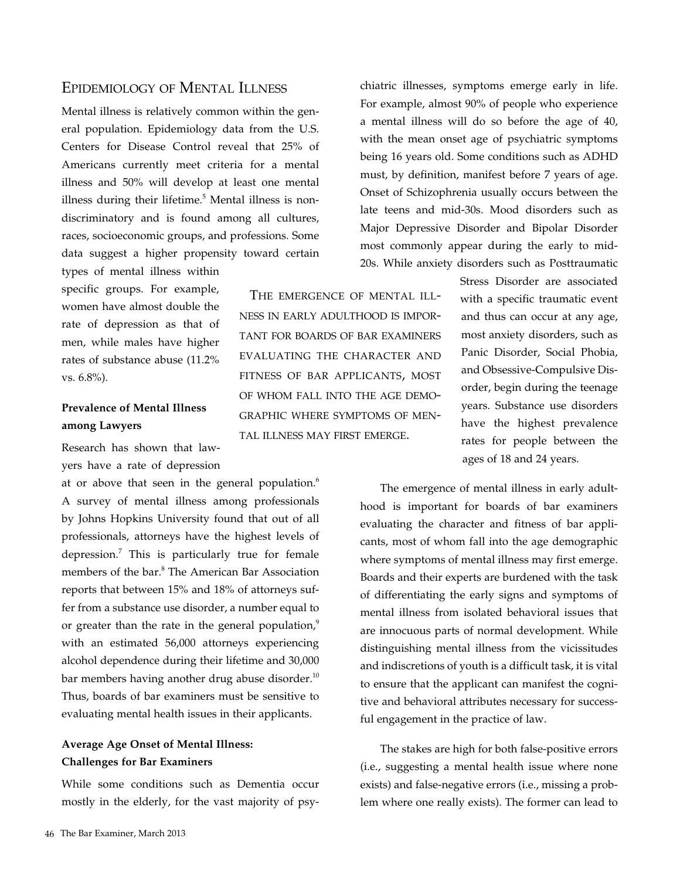## Epidemiology of Mental Illness

Mental illness is relatively common within the general population. Epidemiology data from the U.S. Centers for Disease Control reveal that 25% of Americans currently meet criteria for a mental illness and 50% will develop at least one mental illness during their lifetime.[5] Mental illness is nondiscriminatory and is found among all cultures, races, socioeconomic groups, and professions. Some data suggest a higher propensity toward certain types of mental illness within specific groups. For example, women have almost double the rate of depression as that of men, while males have higher rates of substance abuse (11.2% vs. 6.8%).

### Prevalence of Mental Illness among Lawyers

Research has shown that lawyers have a rate of depression at or above that seen in the general population.[6] A survey of mental illness among professionals by Johns Hopkins University found that out of all professionals, attorneys have the highest levels of depression.[7] This is particularly true for female members of the bar.[8] The American Bar Association reports that between 15% and 18% of attorneys suffer from a substance use disorder, a number equal to or greater than the rate in the general population,[9] with an estimated 56,000 attorneys experiencing alcohol dependence during their lifetime and 30,000 bar members having another drug abuse disorder.[10] Thus, boards of bar examiners must be sensitive to evaluating mental health issues in their applicants.

### Average Age Onset of Mental Illness: Challenges for Bar Examiners

While some conditions such as Dementia occur mostly in the elderly, for the vast majority of psychiatric illnesses, symptoms emerge early in life. For example, almost 90% of people who experience a mental illness will do so before the age of 40, with the mean onset age of psychiatric symptoms being 16 years old. Some conditions such as ADHD must, by definition, manifest before 7 years of age. Onset of Schizophrenia usually occurs between the late teens and mid-30s. Mood disorders such as Major Depressive Disorder and Bipolar Disorder most commonly appear during the early to mid-20s. While anxiety disorders such as Posttraumatic Stress Disorder are associated with a specific traumatic event and thus can occur at any age, most anxiety disorders, such as Panic Disorder, Social Phobia, and Obsessive-Compulsive Disorder, begin during the teenage years. Substance use disorders have the highest prevalence rates for people between the ages of 18 and 24 years.

> The emergence of mental illness in early adulthood is important for boards of bar examiners evaluating the character and fitness of bar applicants, most of whom fall into the age demographic where symptoms of mental illness may first emerge.

The emergence of mental illness in early adulthood is important for boards of bar examiners evaluating the character and fitness of bar applicants, most of whom fall into the age demographic where symptoms of mental illness may first emerge. Boards and their experts are burdened with the task of differentiating the early signs and symptoms of mental illness from isolated behavioral issues that are innocuous parts of normal development. While distinguishing mental illness from the vicissitudes and indiscretions of youth is a difficult task, it is vital to ensure that the applicant can manifest the cognitive and behavioral attributes necessary for successful engagement in the practice of law.

The stakes are high for both false-positive errors (i.e., suggesting a mental health issue where none exists) and false-negative errors (i.e., missing a problem where one really exists). The former can lead to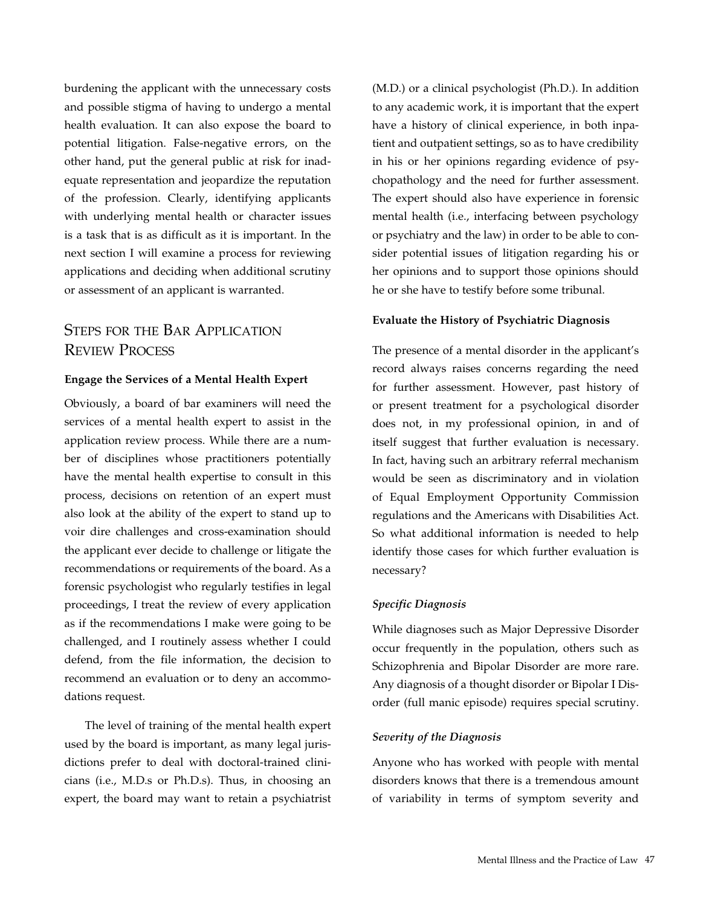burdening the applicant with the unnecessary costs and possible stigma of having to undergo a mental health evaluation. It can also expose the board to potential litigation. False-negative errors, on the other hand, put the general public at risk for inadequate representation and jeopardize the reputation of the profession. Clearly, identifying applicants with underlying mental health or character issues is a task that is as difficult as it is important. In the next section I will examine a process for reviewing applications and deciding when additional scrutiny or assessment of an applicant is warranted.

## Steps for the Bar Application Review Process

**Engage the Services of a Mental Health Expert**

Obviously, a board of bar examiners will need the services of a mental health expert to assist in the application review process. While there are a number of disciplines whose practitioners potentially have the mental health expertise to consult in this process, decisions on retention of an expert must also look at the ability of the expert to stand up to voir dire challenges and cross-examination should the applicant ever decide to challenge or litigate the recommendations or requirements of the board. As a forensic psychologist who regularly testifies in legal proceedings, I treat the review of every application as if the recommendations I make were going to be challenged, and I routinely assess whether I could defend, from the file information, the decision to recommend an evaluation or to deny an accommodations request.

The level of training of the mental health expert used by the board is important, as many legal jurisdictions prefer to deal with doctoral-trained clinicians (i.e., M.D.s or Ph.D.s). Thus, in choosing an expert, the board may want to retain a psychiatrist (M.D.) or a clinical psychologist (Ph.D.). In addition to any academic work, it is important that the expert have a history of clinical experience, in both inpatient and outpatient settings, so as to have credibility in his or her opinions regarding evidence of psychopathology and the need for further assessment. The expert should also have experience in forensic mental health (i.e., interfacing between psychology or psychiatry and the law) in order to be able to consider potential issues of litigation regarding his or her opinions and to support those opinions should he or she have to testify before some tribunal.

**Evaluate the History of Psychiatric Diagnosis**

The presence of a mental disorder in the applicant's record always raises concerns regarding the need for further assessment. However, past history of or present treatment for a psychological disorder does not, in my professional opinion, in and of itself suggest that further evaluation is necessary. In fact, having such an arbitrary referral mechanism would be seen as discriminatory and in violation of Equal Employment Opportunity Commission regulations and the Americans with Disabilities Act. So what additional information is needed to help identify those cases for which further evaluation is necessary?

***Specific Diagnosis***

While diagnoses such as Major Depressive Disorder occur frequently in the population, others such as Schizophrenia and Bipolar Disorder are more rare. Any diagnosis of a thought disorder or Bipolar I Disorder (full manic episode) requires special scrutiny.

***Severity of the Diagnosis***

Anyone who has worked with people with mental disorders knows that there is a tremendous amount of variability in terms of symptom severity and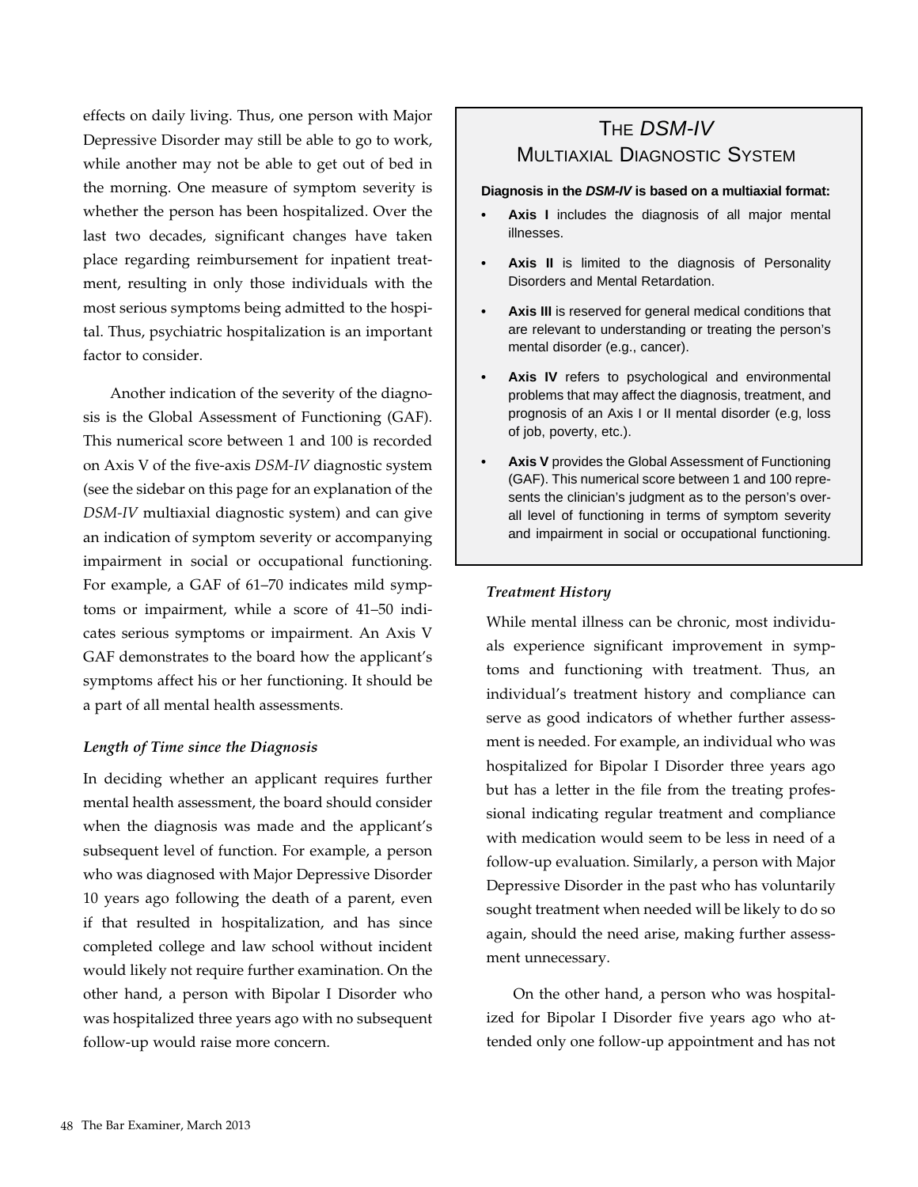effects on daily living. Thus, one person with Major Depressive Disorder may still be able to go to work, while another may not be able to get out of bed in the morning. One measure of symptom severity is whether the person has been hospitalized. Over the last two decades, significant changes have taken place regarding reimbursement for inpatient treatment, resulting in only those individuals with the most serious symptoms being admitted to the hospital. Thus, psychiatric hospitalization is an important factor to consider.

Another indication of the severity of the diagnosis is the Global Assessment of Functioning (GAF). This numerical score between 1 and 100 is recorded on Axis V of the five-axis *DSM-IV* diagnostic system (see the sidebar on this page for an explanation of the *DSM-IV* multiaxial diagnostic system) and can give an indication of symptom severity or accompanying impairment in social or occupational functioning. For example, a GAF of 61–70 indicates mild symptoms or impairment, while a score of 41–50 indicates serious symptoms or impairment. An Axis V GAF demonstrates to the board how the applicant's symptoms affect his or her functioning. It should be a part of all mental health assessments.

### The *DSM-IV* Multiaxial Diagnostic System

**Diagnosis in the *DSM-IV* is based on a multiaxial format:**

- **Axis I** includes the diagnosis of all major mental illnesses.
- **Axis II** is limited to the diagnosis of Personality Disorders and Mental Retardation.
- **Axis III** is reserved for general medical conditions that are relevant to understanding or treating the person's mental disorder (e.g., cancer).
- **Axis IV** refers to psychological and environmental problems that may affect the diagnosis, treatment, and prognosis of an Axis I or II mental disorder (e.g, loss of job, poverty, etc.).
- **Axis V** provides the Global Assessment of Functioning (GAF). This numerical score between 1 and 100 represents the clinician's judgment as to the person's overall level of functioning in terms of symptom severity and impairment in social or occupational functioning.

#### *Length of Time since the Diagnosis*

In deciding whether an applicant requires further mental health assessment, the board should consider when the diagnosis was made and the applicant's subsequent level of function. For example, a person who was diagnosed with Major Depressive Disorder 10 years ago following the death of a parent, even if that resulted in hospitalization, and has since completed college and law school without incident would likely not require further examination. On the other hand, a person with Bipolar I Disorder who was hospitalized three years ago with no subsequent follow-up would raise more concern.

#### *Treatment History*

While mental illness can be chronic, most individuals experience significant improvement in symptoms and functioning with treatment. Thus, an individual's treatment history and compliance can serve as good indicators of whether further assessment is needed. For example, an individual who was hospitalized for Bipolar I Disorder three years ago but has a letter in the file from the treating professional indicating regular treatment and compliance with medication would seem to be less in need of a follow-up evaluation. Similarly, a person with Major Depressive Disorder in the past who has voluntarily sought treatment when needed will be likely to do so again, should the need arise, making further assessment unnecessary.

On the other hand, a person who was hospitalized for Bipolar I Disorder five years ago who attended only one follow-up appointment and has not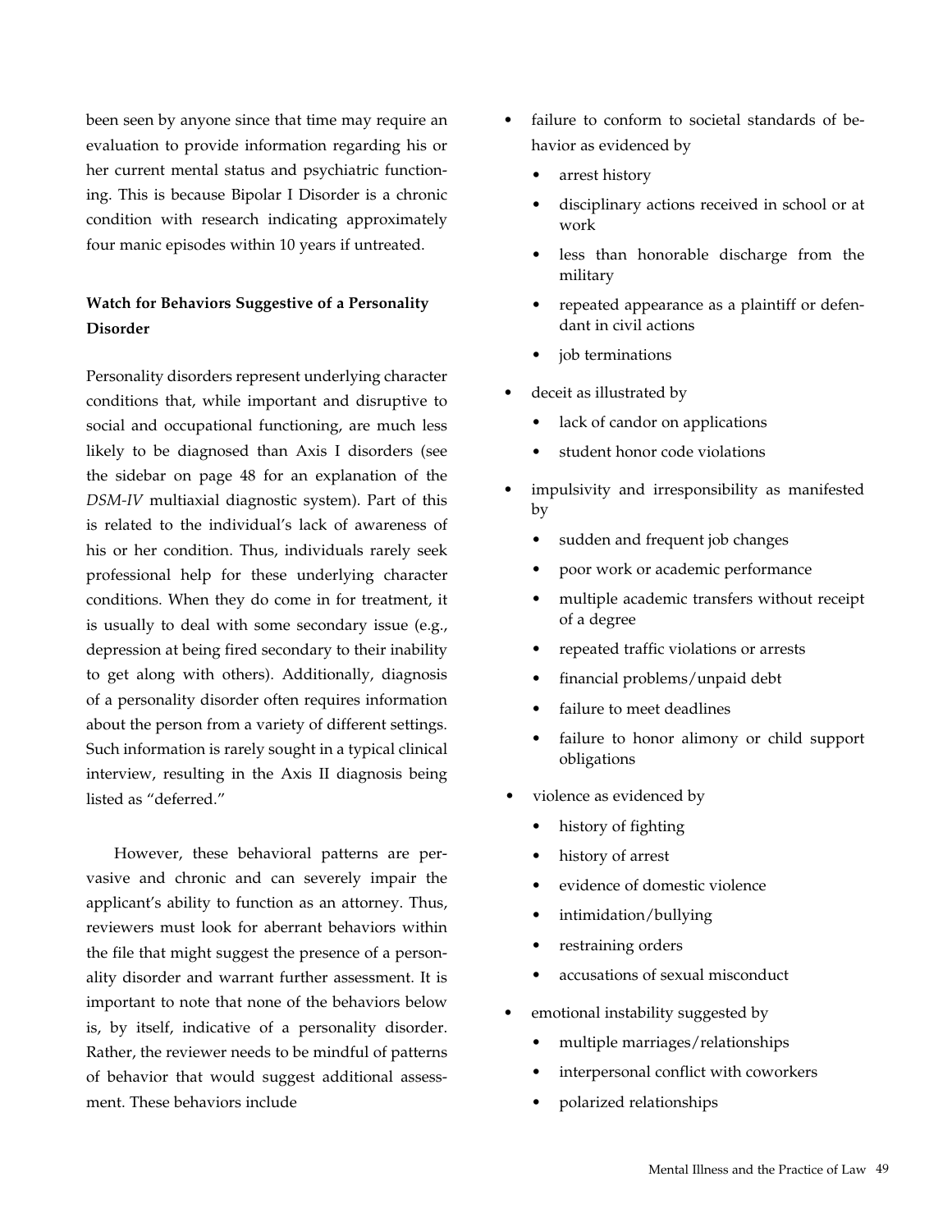been seen by anyone since that time may require an evaluation to provide information regarding his or her current mental status and psychiatric functioning. This is because Bipolar I Disorder is a chronic condition with research indicating approximately four manic episodes within 10 years if untreated.

### Watch for Behaviors Suggestive of a Personality Disorder

Personality disorders represent underlying character conditions that, while important and disruptive to social and occupational functioning, are much less likely to be diagnosed than Axis I disorders (see the sidebar on page 48 for an explanation of the *DSM-IV* multiaxial diagnostic system). Part of this is related to the individual's lack of awareness of his or her condition. Thus, individuals rarely seek professional help for these underlying character conditions. When they do come in for treatment, it is usually to deal with some secondary issue (e.g., depression at being fired secondary to their inability to get along with others). Additionally, diagnosis of a personality disorder often requires information about the person from a variety of different settings. Such information is rarely sought in a typical clinical interview, resulting in the Axis II diagnosis being listed as "deferred."

However, these behavioral patterns are pervasive and chronic and can severely impair the applicant's ability to function as an attorney. Thus, reviewers must look for aberrant behaviors within the file that might suggest the presence of a personality disorder and warrant further assessment. It is important to note that none of the behaviors below is, by itself, indicative of a personality disorder. Rather, the reviewer needs to be mindful of patterns of behavior that would suggest additional assessment. These behaviors include

- failure to conform to societal standards of behavior as evidenced by
  - arrest history
  - disciplinary actions received in school or at work
  - less than honorable discharge from the military
  - repeated appearance as a plaintiff or defendant in civil actions
  - job terminations
- deceit as illustrated by
  - lack of candor on applications
  - student honor code violations
- impulsivity and irresponsibility as manifested by
  - sudden and frequent job changes
  - poor work or academic performance
  - multiple academic transfers without receipt of a degree
  - repeated traffic violations or arrests
  - financial problems/unpaid debt
  - failure to meet deadlines
  - failure to honor alimony or child support obligations
- violence as evidenced by
  - history of fighting
  - history of arrest
  - evidence of domestic violence
  - intimidation/bullying
  - restraining orders
  - accusations of sexual misconduct
- emotional instability suggested by
  - multiple marriages/relationships
  - interpersonal conflict with coworkers
  - polarized relationships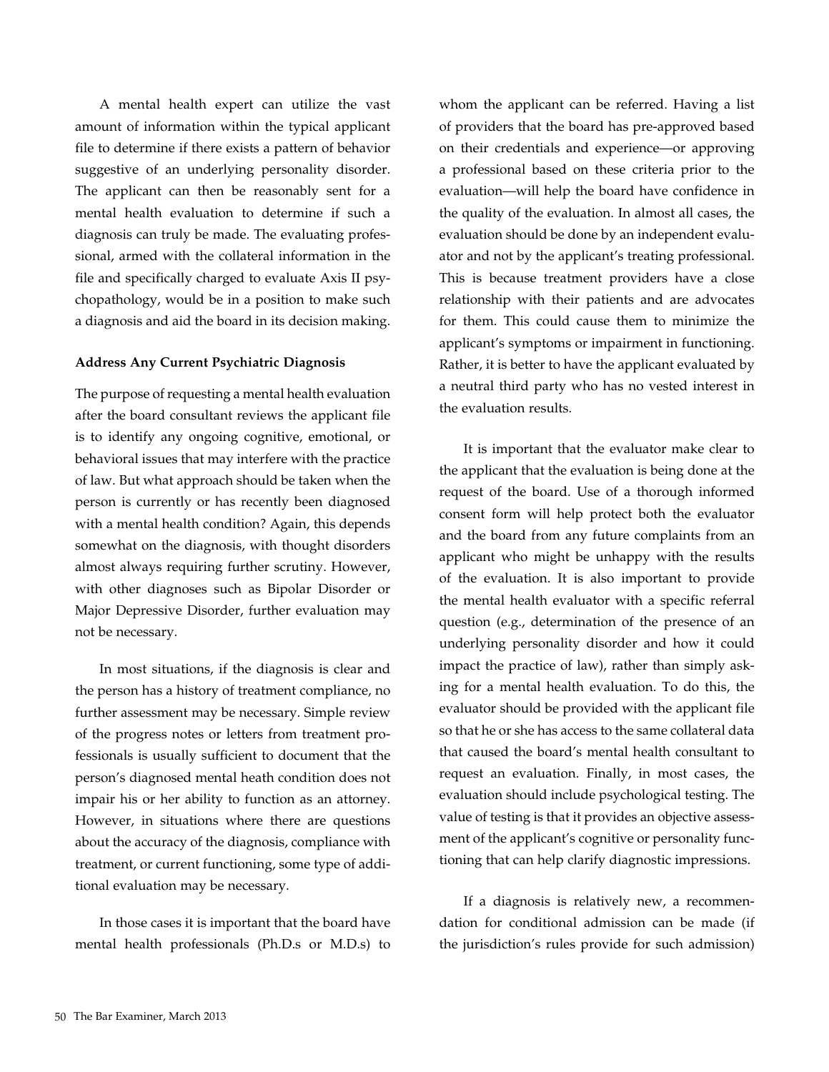A mental health expert can utilize the vast amount of information within the typical applicant file to determine if there exists a pattern of behavior suggestive of an underlying personality disorder. The applicant can then be reasonably sent for a mental health evaluation to determine if such a diagnosis can truly be made. The evaluating professional, armed with the collateral information in the file and specifically charged to evaluate Axis II psychopathology, would be in a position to make such a diagnosis and aid the board in its decision making.

**Address Any Current Psychiatric Diagnosis**

The purpose of requesting a mental health evaluation after the board consultant reviews the applicant file is to identify any ongoing cognitive, emotional, or behavioral issues that may interfere with the practice of law. But what approach should be taken when the person is currently or has recently been diagnosed with a mental health condition? Again, this depends somewhat on the diagnosis, with thought disorders almost always requiring further scrutiny. However, with other diagnoses such as Bipolar Disorder or Major Depressive Disorder, further evaluation may not be necessary.

In most situations, if the diagnosis is clear and the person has a history of treatment compliance, no further assessment may be necessary. Simple review of the progress notes or letters from treatment professionals is usually sufficient to document that the person's diagnosed mental heath condition does not impair his or her ability to function as an attorney. However, in situations where there are questions about the accuracy of the diagnosis, compliance with treatment, or current functioning, some type of additional evaluation may be necessary.

In those cases it is important that the board have mental health professionals (Ph.D.s or M.D.s) to whom the applicant can be referred. Having a list of providers that the board has pre-approved based on their credentials and experience—or approving a professional based on these criteria prior to the evaluation—will help the board have confidence in the quality of the evaluation. In almost all cases, the evaluation should be done by an independent evaluator and not by the applicant's treating professional. This is because treatment providers have a close relationship with their patients and are advocates for them. This could cause them to minimize the applicant's symptoms or impairment in functioning. Rather, it is better to have the applicant evaluated by a neutral third party who has no vested interest in the evaluation results.

It is important that the evaluator make clear to the applicant that the evaluation is being done at the request of the board. Use of a thorough informed consent form will help protect both the evaluator and the board from any future complaints from an applicant who might be unhappy with the results of the evaluation. It is also important to provide the mental health evaluator with a specific referral question (e.g., determination of the presence of an underlying personality disorder and how it could impact the practice of law), rather than simply asking for a mental health evaluation. To do this, the evaluator should be provided with the applicant file so that he or she has access to the same collateral data that caused the board's mental health consultant to request an evaluation. Finally, in most cases, the evaluation should include psychological testing. The value of testing is that it provides an objective assessment of the applicant's cognitive or personality functioning that can help clarify diagnostic impressions.

If a diagnosis is relatively new, a recommendation for conditional admission can be made (if the jurisdiction's rules provide for such admission)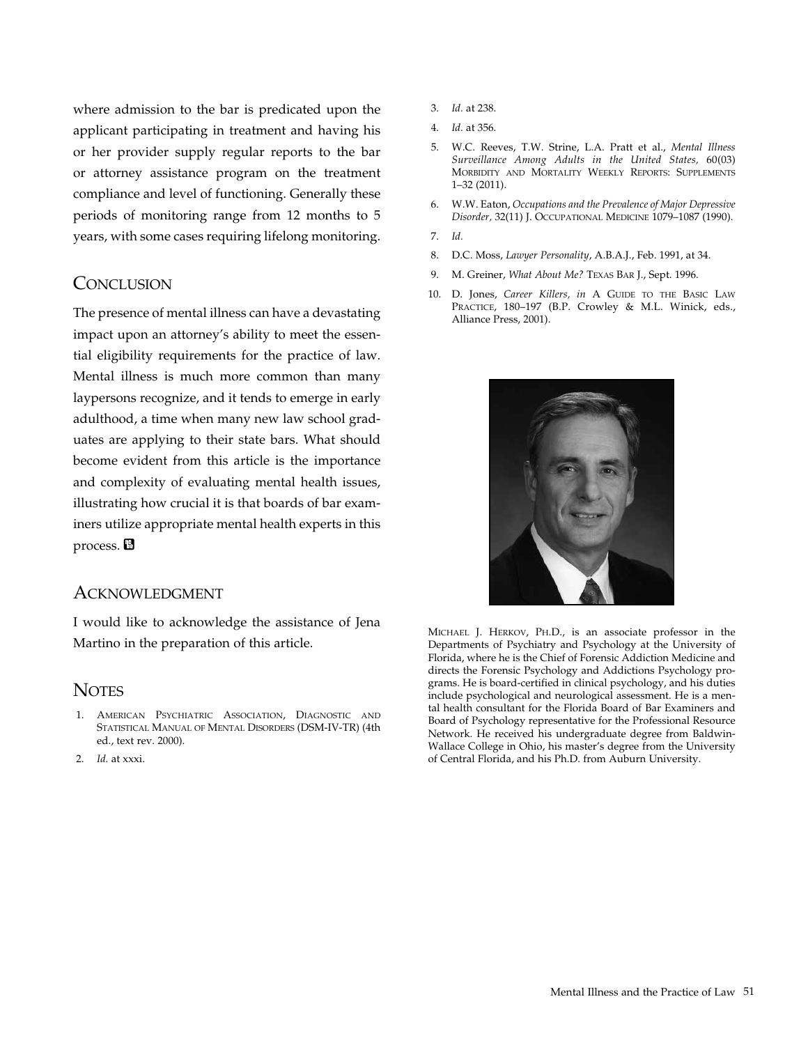where admission to the bar is predicated upon the applicant participating in treatment and having his or her provider supply regular reports to the bar or attorney assistance program on the treatment compliance and level of functioning. Generally these periods of monitoring range from 12 months to 5 years, with some cases requiring lifelong monitoring.

## Conclusion

The presence of mental illness can have a devastating impact upon an attorney's ability to meet the essential eligibility requirements for the practice of law. Mental illness is much more common than many laypersons recognize, and it tends to emerge in early adulthood, a time when many new law school graduates are applying to their state bars. What should become evident from this article is the importance and complexity of evaluating mental health issues, illustrating how crucial it is that boards of bar examiners utilize appropriate mental health experts in this process.

## Acknowledgment

I would like to acknowledge the assistance of Jena Martino in the preparation of this article.

## Notes

1. American Psychiatric Association, Diagnostic and Statistical Manual of Mental Disorders (DSM-IV-TR) (4th ed., text rev. 2000).
2. *Id.* at xxxi.
3. *Id.* at 238.
4. *Id.* at 356.
5. W.C. Reeves, T.W. Strine, L.A. Pratt et al., *Mental Illness Surveillance Among Adults in the United States,* 60(03) Morbidity and Mortality Weekly Reports: Supplements 1–32 (2011).
6. W.W. Eaton, *Occupations and the Prevalence of Major Depressive Disorder,* 32(11) J. Occupational Medicine 1079–1087 (1990).
7. *Id.*
8. D.C. Moss, *Lawyer Personality*, A.B.A.J., Feb. 1991, at 34.
9. M. Greiner, *What About Me?* Texas Bar J., Sept. 1996.
10. D. Jones, *Career Killers, in* A Guide to the Basic Law Practice, 180–197 (B.P. Crowley & M.L. Winick, eds., Alliance Press, 2001).

Michael J. Herkov, Ph.D., is an associate professor in the Departments of Psychiatry and Psychology at the University of Florida, where he is the Chief of Forensic Addiction Medicine and directs the Forensic Psychology and Addictions Psychology programs. He is board-certified in clinical psychology, and his duties include psychological and neurological assessment. He is a mental health consultant for the Florida Board of Bar Examiners and Board of Psychology representative for the Professional Resource Network. He received his undergraduate degree from Baldwin-Wallace College in Ohio, his master's degree from the University of Central Florida, and his Ph.D. from Auburn University.